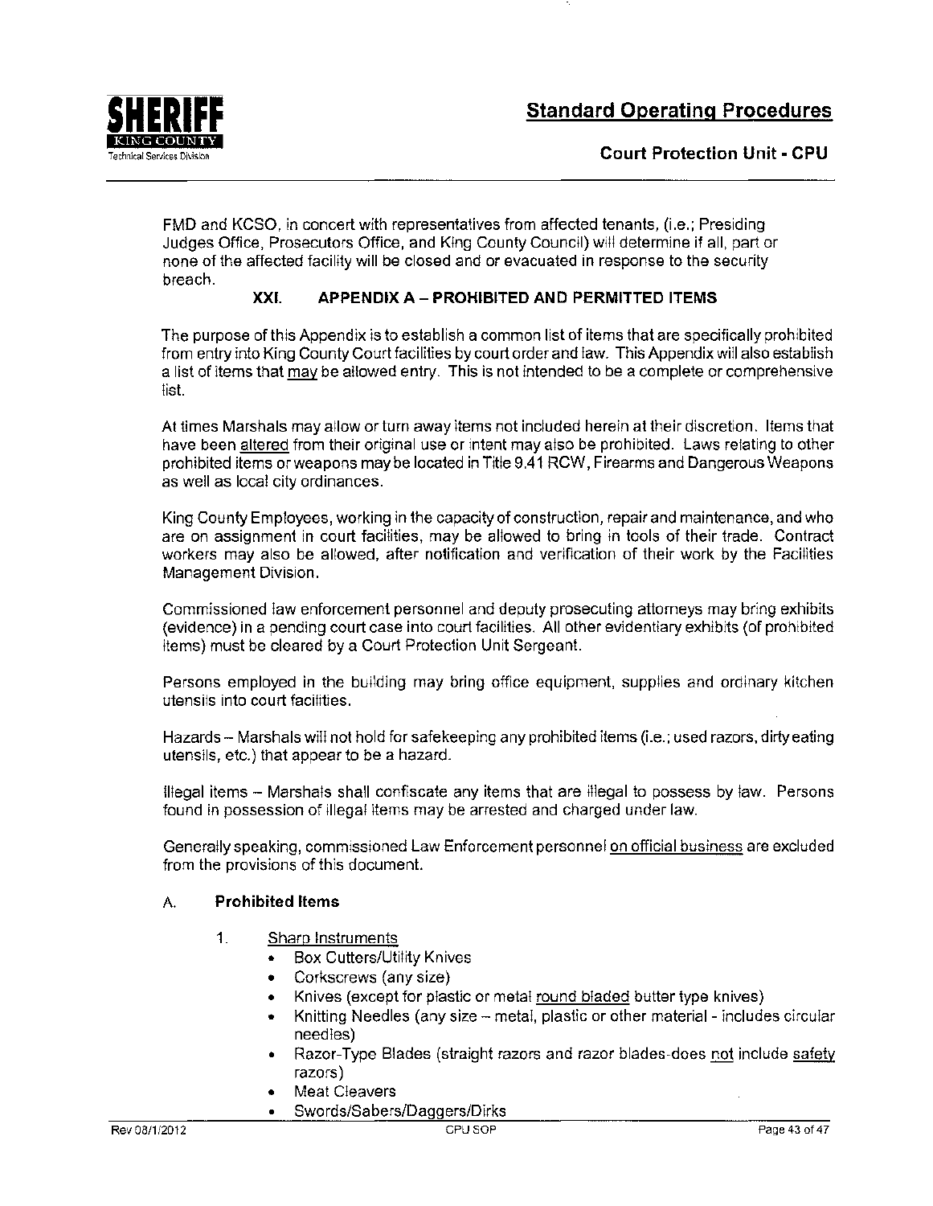FMD and KCSO, in concert with representatives from affected tenants, (i.e.; Presiding Judges Office, Prosecutors Office, and King County Council) will determine if all, part or none of the affected facility will be closed and or evacuated in response to the security breach.

## XXI. APPENDIX A – PROHIBITED AND PERMITTED ITEMS

The purpose of this Appendix is to establish a common list of items that are specifically prohibited from entry into King County Court facilities by court order and law. This Appendix will also establish a list of items that <u>may</u> be allowed entry. This is not intended to be a complete or comprehensive list.

At times Marshals may allow or turn away items not included herein at their discretion. Items that have been <u>altered</u> from their original use or intent may also be prohibited. Laws relating to other prohibited items or weapons may be located in Title 9.41 RCW, Firearms and Dangerous Weapons as well as local city ordinances.

King County Employees, working in the capacity of construction, repair and maintenance, and who are on assignment in court facilities, may be allowed to bring in tools of their trade. Contract workers may also be allowed, after notification and verification of their work by the Facilities Management Division.

Commissioned law enforcement personnel and deputy prosecuting attorneys may bring exhibits (evidence) in a pending court case into court facilities. All other evidentiary exhibits (of prohibited items) must be cleared by a Court Protection Unit Sergeant.

Persons employed in the building may bring office equipment, supplies and ordinary kitchen utensils into court facilities.

Hazards – Marshals will not hold for safekeeping any prohibited items (i.e.; used razors, dirty eating utensils, etc.) that appear to be a hazard.

Illegal items – Marshals shall confiscate any items that are illegal to possess by law. Persons found in possession of illegal items may be arrested and charged under law.

Generally speaking, commissioned Law Enforcement personnel <u>on official business</u> are excluded from the provisions of this document.

### A. Prohibited Items

1. <u>Sharp Instruments</u>
   - Box Cutters/Utility Knives
   - Corkscrews (any size)
   - Knives (except for plastic or metal <u>round bladed</u> butter type knives)
   - Knitting Needles (any size – metal, plastic or other material - includes circular needles)
   - Razor-Type Blades (straight razors and razor blades-does <u>not</u> include <u>safety</u> razors)
   - Meat Cleavers
   - Swords/Sabers/Daggers/Dirks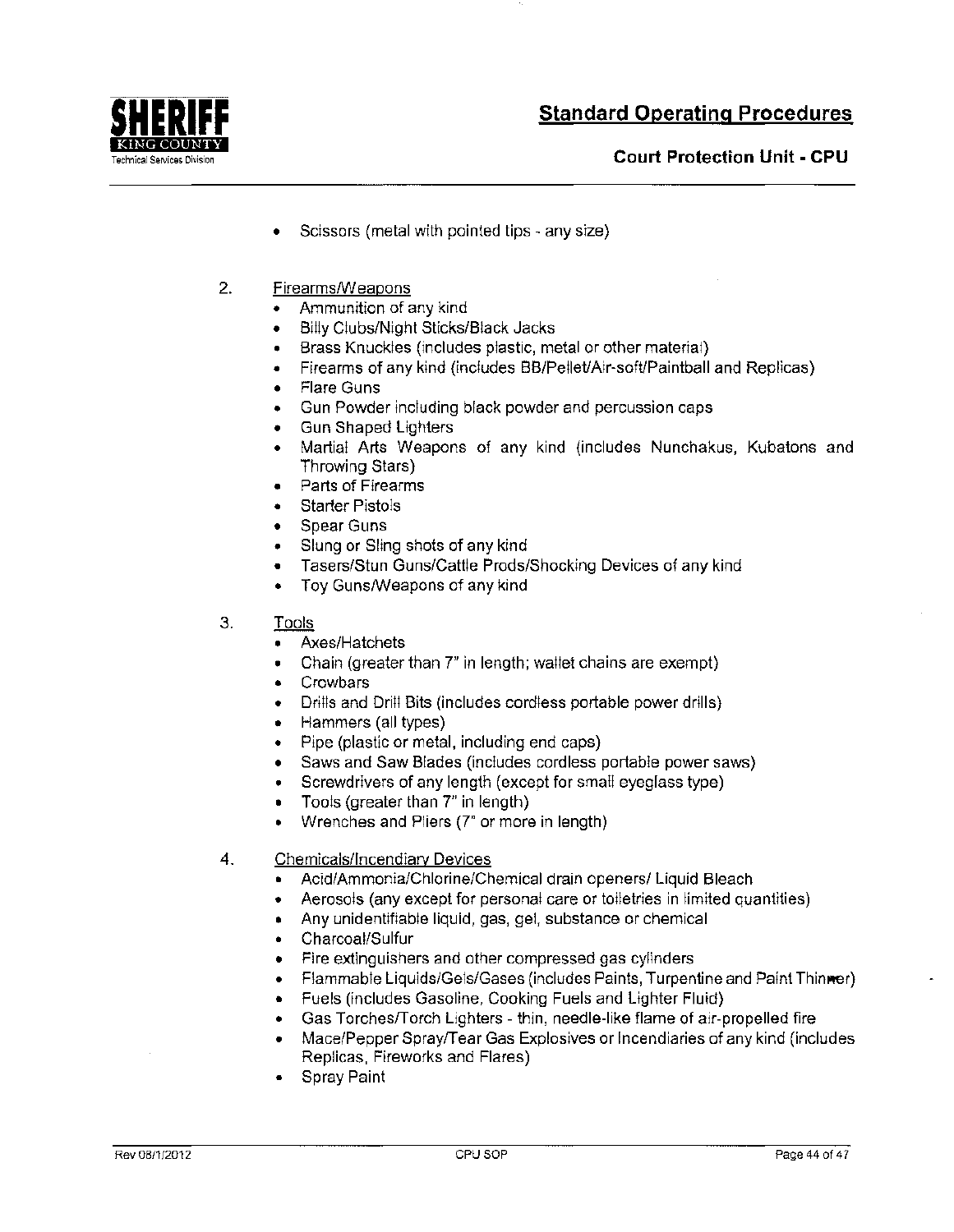- Scissors (metal with pointed tips - any size)

2. Firearms/Weapons
   - Ammunition of any kind
   - Billy Clubs/Night Sticks/Black Jacks
   - Brass Knuckles (includes plastic, metal or other material)
   - Firearms of any kind (includes BB/Pellet/Air-soft/Paintball and Replicas)
   - Flare Guns
   - Gun Powder including black powder and percussion caps
   - Gun Shaped Lighters
   - Martial Arts Weapons of any kind (includes Nunchakus, Kubatons and Throwing Stars)
   - Parts of Firearms
   - Starter Pistols
   - Spear Guns
   - Slung or Sling shots of any kind
   - Tasers/Stun Guns/Cattle Prods/Shocking Devices of any kind
   - Toy Guns/Weapons of any kind

3. Tools
   - Axes/Hatchets
   - Chain (greater than 7" in length; wallet chains are exempt)
   - Crowbars
   - Drills and Drill Bits (includes cordless portable power drills)
   - Hammers (all types)
   - Pipe (plastic or metal, including end caps)
   - Saws and Saw Blades (includes cordless portable power saws)
   - Screwdrivers of any length (except for small eyeglass type)
   - Tools (greater than 7" in length)
   - Wrenches and Pliers (7" or more in length)

4. Chemicals/Incendiary Devices
   - Acid/Ammonia/Chlorine/Chemical drain openers/ Liquid Bleach
   - Aerosols (any except for personal care or toiletries in limited quantities)
   - Any unidentifiable liquid, gas, gel, substance or chemical
   - Charcoal/Sulfur
   - Fire extinguishers and other compressed gas cylinders
   - Flammable Liquids/Gels/Gases (includes Paints, Turpentine and Paint Thinner)
   - Fuels (includes Gasoline, Cooking Fuels and Lighter Fluid)
   - Gas Torches/Torch Lighters - thin, needle-like flame of air-propelled fire
   - Mace/Pepper Spray/Tear Gas Explosives or Incendiaries of any kind (includes Replicas, Fireworks and Flares)
   - Spray Paint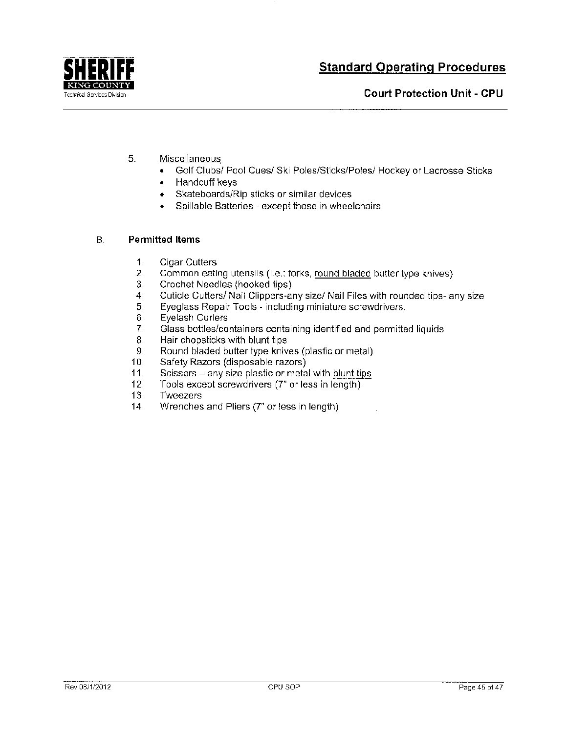5. <u>Miscellaneous</u>
   - Golf Clubs/ Pool Cues/ Ski Poles/Sticks/Poles/ Hockey or Lacrosse Sticks
   - Handcuff keys
   - Skateboards/Rip sticks or similar devices
   - Spillable Batteries - except those in wheelchairs

**B. Permitted Items**

1. Cigar Cutters
2. Common eating utensils (i.e.: forks, <u>round bladed</u> butter type knives)
3. Crochet Needles (hooked tips)
4. Cuticle Cutters/ Nail Clippers-any size/ Nail Files with rounded tips- any size
5. Eyeglass Repair Tools - including miniature screwdrivers.
6. Eyelash Curlers
7. Glass bottles/containers containing identified and permitted liquids
8. Hair chopsticks with blunt tips
9. Round bladed butter type knives (plastic or metal)
10. Safety Razors (disposable razors)
11. Scissors – any size plastic or metal with <u>blunt tips</u>
12. Tools except screwdrivers (7" or less in length)
13. Tweezers
14. Wrenches and Pliers (7" or less in length)